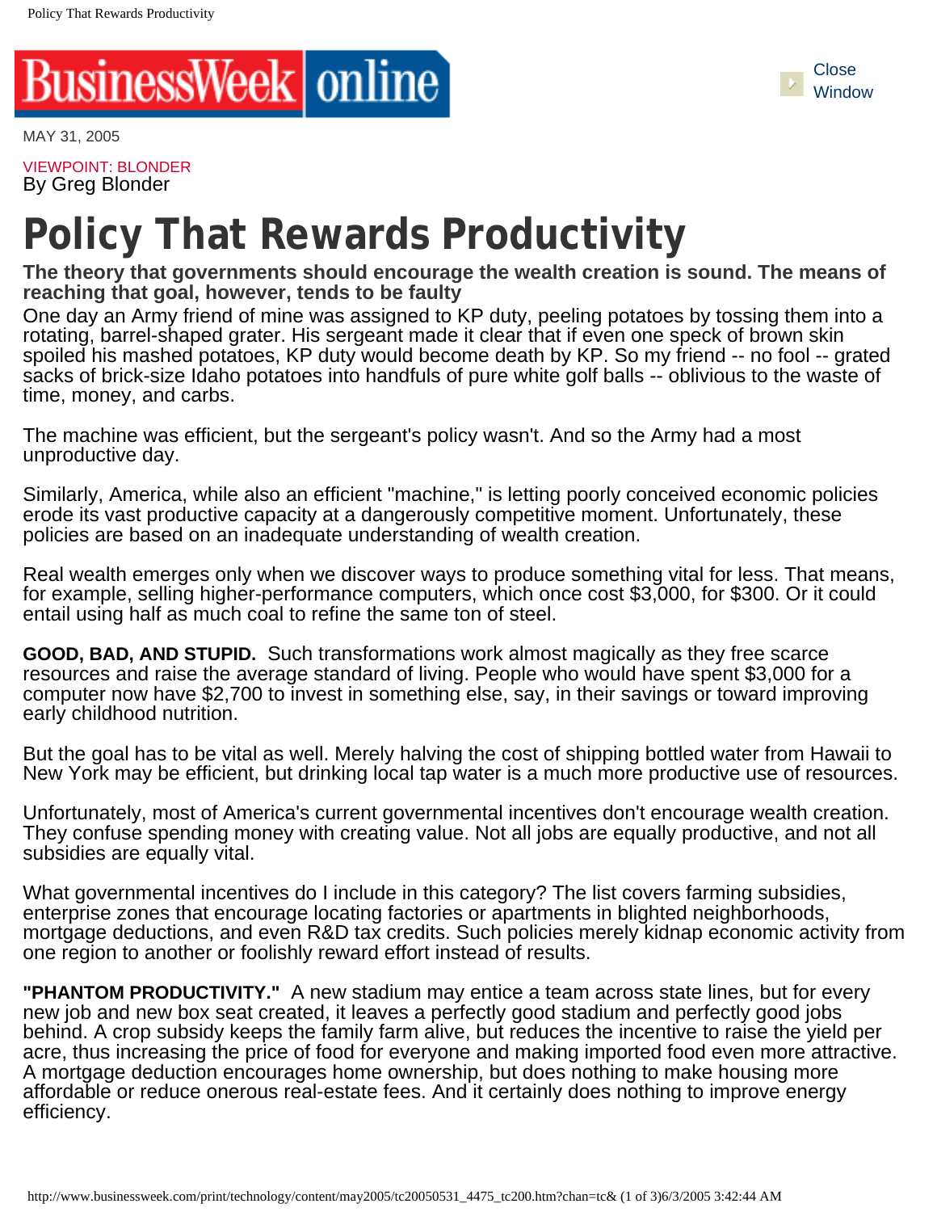MAY 31, 2005

VIEWPOINT: BLONDER

By Greg Blonder

# Policy That Rewards Productivity

**The theory that governments should encourage the wealth creation is sound. The means of reaching that goal, however, tends to be faulty**

One day an Army friend of mine was assigned to KP duty, peeling potatoes by tossing them into a rotating, barrel-shaped grater. His sergeant made it clear that if even one speck of brown skin spoiled his mashed potatoes, KP duty would become death by KP. So my friend -- no fool -- grated sacks of brick-size Idaho potatoes into handfuls of pure white golf balls -- oblivious to the waste of time, money, and carbs.

The machine was efficient, but the sergeant's policy wasn't. And so the Army had a most unproductive day.

Similarly, America, while also an efficient "machine," is letting poorly conceived economic policies erode its vast productive capacity at a dangerously competitive moment. Unfortunately, these policies are based on an inadequate understanding of wealth creation.

Real wealth emerges only when we discover ways to produce something vital for less. That means, for example, selling higher-performance computers, which once cost $3,000, for $300. Or it could entail using half as much coal to refine the same ton of steel.

**GOOD, BAD, AND STUPID.** Such transformations work almost magically as they free scarce resources and raise the average standard of living. People who would have spent $3,000 for a computer now have $2,700 to invest in something else, say, in their savings or toward improving early childhood nutrition.

But the goal has to be vital as well. Merely halving the cost of shipping bottled water from Hawaii to New York may be efficient, but drinking local tap water is a much more productive use of resources.

Unfortunately, most of America's current governmental incentives don't encourage wealth creation. They confuse spending money with creating value. Not all jobs are equally productive, and not all subsidies are equally vital.

What governmental incentives do I include in this category? The list covers farming subsidies, enterprise zones that encourage locating factories or apartments in blighted neighborhoods, mortgage deductions, and even R&D tax credits. Such policies merely kidnap economic activity from one region to another or foolishly reward effort instead of results.

**"PHANTOM PRODUCTIVITY."** A new stadium may entice a team across state lines, but for every new job and new box seat created, it leaves a perfectly good stadium and perfectly good jobs behind. A crop subsidy keeps the family farm alive, but reduces the incentive to raise the yield per acre, thus increasing the price of food for everyone and making imported food even more attractive. A mortgage deduction encourages home ownership, but does nothing to make housing more affordable or reduce onerous real-estate fees. And it certainly does nothing to improve energy efficiency.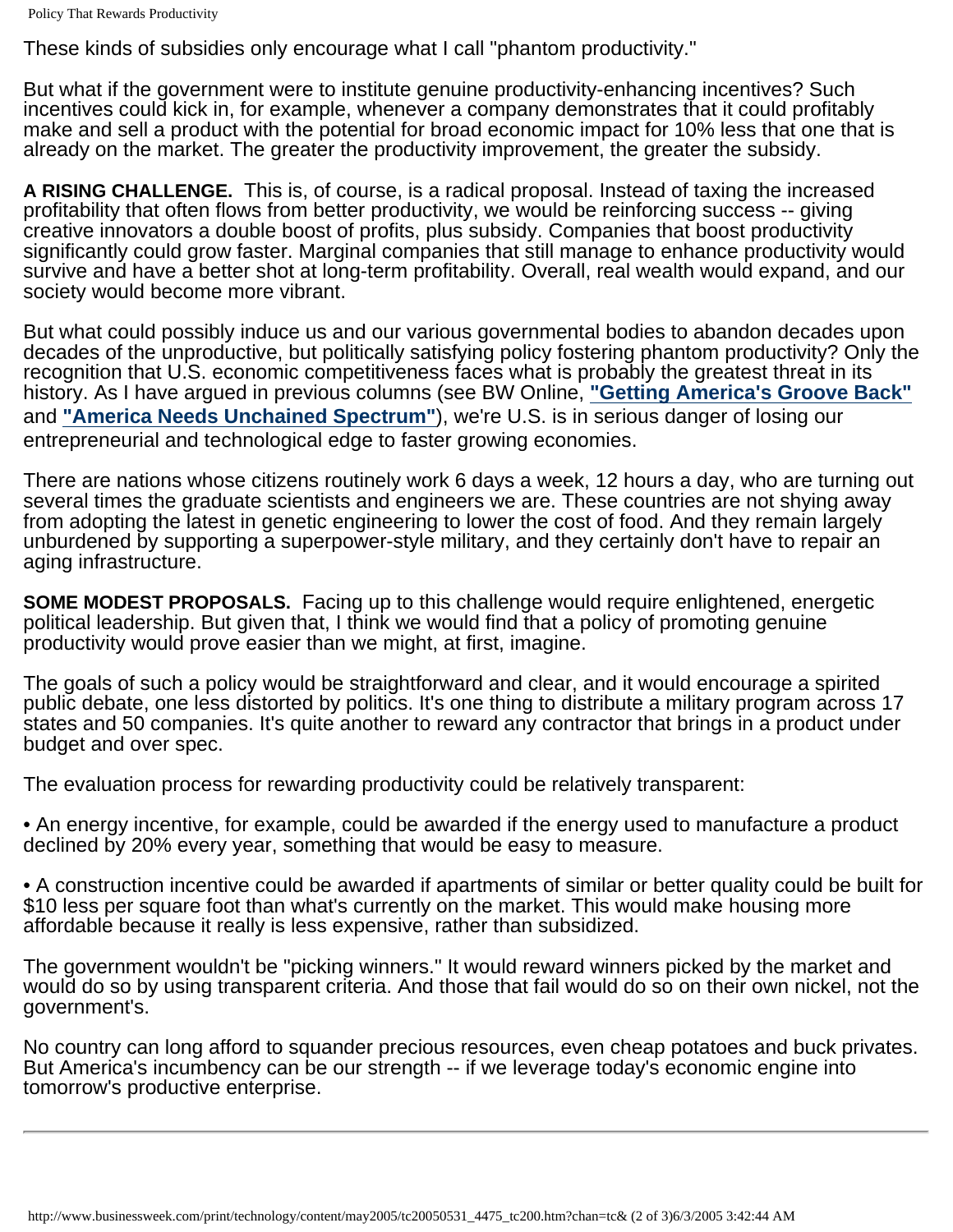These kinds of subsidies only encourage what I call "phantom productivity."

But what if the government were to institute genuine productivity-enhancing incentives? Such incentives could kick in, for example, whenever a company demonstrates that it could profitably make and sell a product with the potential for broad economic impact for 10% less that one that is already on the market. The greater the productivity improvement, the greater the subsidy.

**A RISING CHALLENGE.** This is, of course, is a radical proposal. Instead of taxing the increased profitability that often flows from better productivity, we would be reinforcing success -- giving creative innovators a double boost of profits, plus subsidy. Companies that boost productivity significantly could grow faster. Marginal companies that still manage to enhance productivity would survive and have a better shot at long-term profitability. Overall, real wealth would expand, and our society would become more vibrant.

But what could possibly induce us and our various governmental bodies to abandon decades upon decades of the unproductive, but politically satisfying policy fostering phantom productivity? Only the recognition that U.S. economic competitiveness faces what is probably the greatest threat in its history. As I have argued in previous columns (see BW Online, **"Getting America's Groove Back"** and **"America Needs Unchained Spectrum"**), we're U.S. is in serious danger of losing our entrepreneurial and technological edge to faster growing economies.

There are nations whose citizens routinely work 6 days a week, 12 hours a day, who are turning out several times the graduate scientists and engineers we are. These countries are not shying away from adopting the latest in genetic engineering to lower the cost of food. And they remain largely unburdened by supporting a superpower-style military, and they certainly don't have to repair an aging infrastructure.

**SOME MODEST PROPOSALS.** Facing up to this challenge would require enlightened, energetic political leadership. But given that, I think we would find that a policy of promoting genuine productivity would prove easier than we might, at first, imagine.

The goals of such a policy would be straightforward and clear, and it would encourage a spirited public debate, one less distorted by politics. It's one thing to distribute a military program across 17 states and 50 companies. It's quite another to reward any contractor that brings in a product under budget and over spec.

The evaluation process for rewarding productivity could be relatively transparent:

- An energy incentive, for example, could be awarded if the energy used to manufacture a product declined by 20% every year, something that would be easy to measure.

- A construction incentive could be awarded if apartments of similar or better quality could be built for $10 less per square foot than what's currently on the market. This would make housing more affordable because it really is less expensive, rather than subsidized.

The government wouldn't be "picking winners." It would reward winners picked by the market and would do so by using transparent criteria. And those that fail would do so on their own nickel, not the government's.

No country can long afford to squander precious resources, even cheap potatoes and buck privates. But America's incumbency can be our strength -- if we leverage today's economic engine into tomorrow's productive enterprise.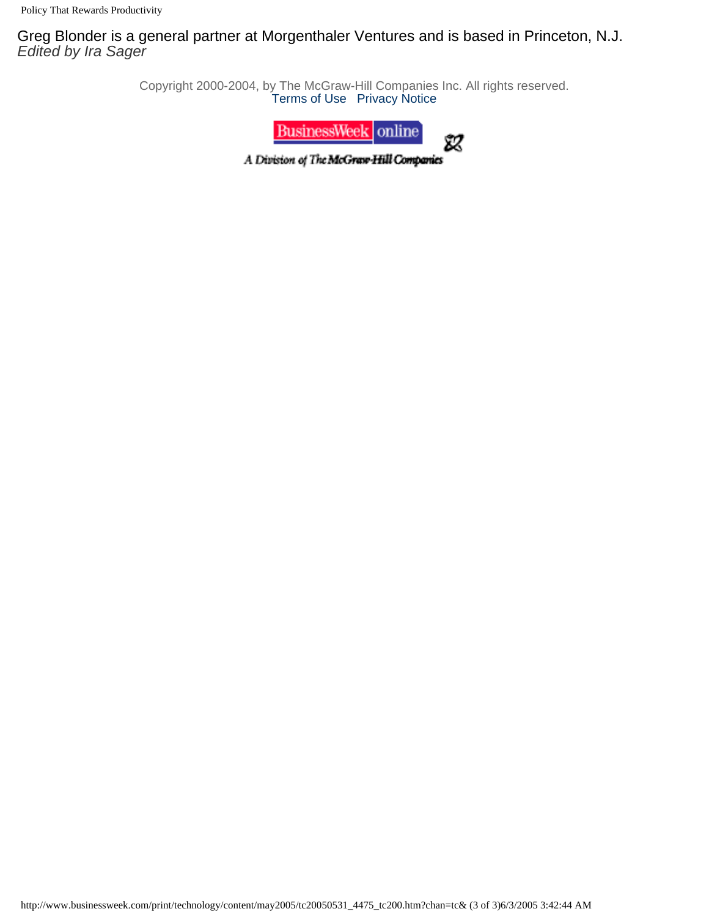Greg Blonder is a general partner at Morgenthaler Ventures and is based in Princeton, N.J.
*Edited by Ira Sager*

Copyright 2000-2004, by The McGraw-Hill Companies Inc. All rights reserved.
Terms of Use   Privacy Notice

BusinessWeek online

A Division of The McGraw-Hill Companies